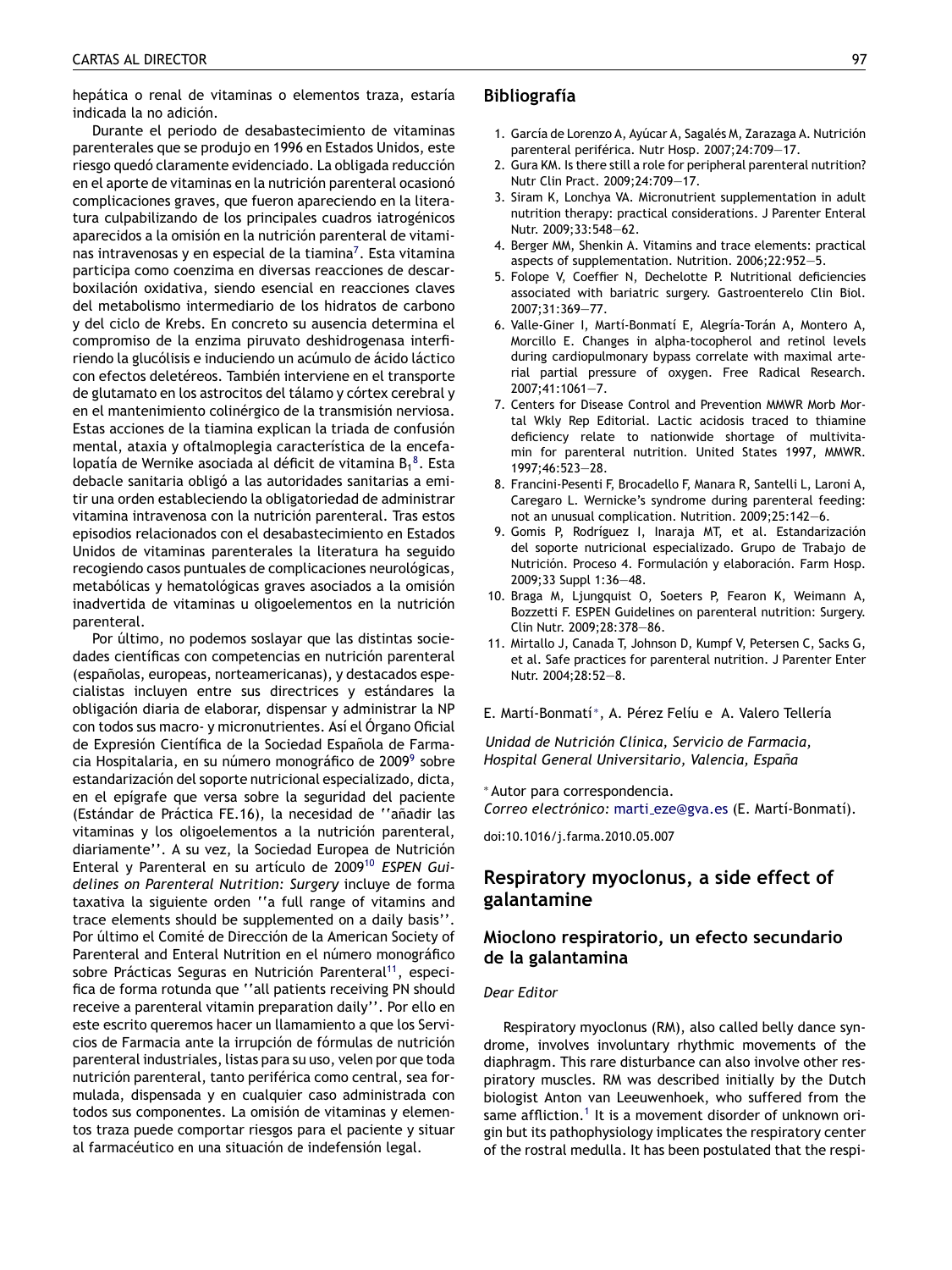hepática o renal de vitaminas o elementos traza, estaría indicada la no adición.

Durante el periodo de desabastecimiento de vitaminas parenterales que se produjo en 1996 en Estados Unidos, este riesgo quedó claramente evidenciado. La obligada reducción en el aporte de vitaminas en la nutrición parenteral ocasionó complicaciones graves, que fueron apareciendo en la literatura culpabilizando de los principales cuadros iatrogénicos aparecidos a la omisión en la nutrición parenteral de vitaminas intravenosas y en especial de la tiamina[7]. Esta vitamina participa como coenzima en diversas reacciones de descarboxilación oxidativa, siendo esencial en reacciones claves del metabolismo intermediario de los hidratos de carbono y del ciclo de Krebs. En concreto su ausencia determina el compromiso de la enzima piruvato deshidrogenasa interfiriendo la glucólisis e induciendo un acúmulo de ácido láctico con efectos deletéreos. También interviene en el transporte de glutamato en los astrocitos del tálamo y córtex cerebral y en el mantenimiento colinérgico de la transmisión nerviosa. Estas acciones de la tiamina explican la triada de confusión mental, ataxia y oftalmoplegia característica de la encefalopatía de Wernike asociada al déficit de vitamina $B_1$[8]. Esta debacle sanitaria obligó a las autoridades sanitarias a emitir una orden estableciendo la obligatoriedad de administrar vitamina intravenosa con la nutrición parenteral. Tras estos episodios relacionados con el desabastecimiento en Estados Unidos de vitaminas parenterales la literatura ha seguido recogiendo casos puntuales de complicaciones neurológicas, metabólicas y hematológicas graves asociados a la omisión inadvertida de vitaminas u oligoelementos en la nutrición parenteral.

Por último, no podemos soslayar que las distintas sociedades científicas con competencias en nutrición parenteral (españolas, europeas, norteamericanas), y destacados especialistas incluyen entre sus directrices y estándares la obligación diaria de elaborar, dispensar y administrar la NP con todos sus macro- y micronutrientes. Así el Órgano Oficial de Expresión Científica de la Sociedad Española de Farmacia Hospitalaria, en su número monográfico de 2009[9] sobre estandarización del soporte nutricional especializado, dicta, en el epígrafe que versa sobre la seguridad del paciente (Estándar de Práctica FE.16), la necesidad de ''añadir las vitaminas y los oligoelementos a la nutrición parenteral, diariamente''. A su vez, la Sociedad Europea de Nutrición Enteral y Parenteral en su artículo de 2009[10] *ESPEN Guidelines on Parenteral Nutrition: Surgery* incluye de forma taxativa la siguiente orden ''a full range of vitamins and trace elements should be supplemented on a daily basis''. Por último el Comité de Dirección de la American Society of Parenteral and Enteral Nutrition en el número monográfico sobre Prácticas Seguras en Nutrición Parenteral[11], especifica de forma rotunda que ''all patients receiving PN should receive a parenteral vitamin preparation daily''. Por ello en este escrito queremos hacer un llamamiento a que los Servicios de Farmacia ante la irrupción de fórmulas de nutrición parenteral industriales, listas para su uso, velen por que toda nutrición parenteral, tanto periférica como central, sea formulada, dispensada y en cualquier caso administrada con todos sus componentes. La omisión de vitaminas y elementos traza puede comportar riesgos para el paciente y situar al farmacéutico en una situación de indefensión legal.

## Bibliografía

1. García de Lorenzo A, Ayúcar A, Sagalés M, Zarazaga A. Nutrición parenteral periférica. Nutr Hosp. 2007;24:709—17.
2. Gura KM. Is there still a role for peripheral parenteral nutrition? Nutr Clin Pract. 2009;24:709—17.
3. Siram K, Lonchya VA. Micronutrient supplementation in adult nutrition therapy: practical considerations. J Parenter Enteral Nutr. 2009;33:548—62.
4. Berger MM, Shenkin A. Vitamins and trace elements: practical aspects of supplementation. Nutrition. 2006;22:952—5.
5. Folope V, Coeffier N, Dechelotte P. Nutritional deficiencies associated with bariatric surgery. Gastroenterelo Clin Biol. 2007;31:369—77.
6. Valle-Giner I, Martí-Bonmatí E, Alegría-Torán A, Montero A, Morcillo E. Changes in alpha-tocopherol and retinol levels during cardiopulmonary bypass correlate with maximal arterial partial pressure of oxygen. Free Radical Research. 2007;41:1061—7.
7. Centers for Disease Control and Prevention MMWR Morb Mortal Wkly Rep Editorial. Lactic acidosis traced to thiamine deficiency relate to nationwide shortage of multivitamin for parenteral nutrition. United States 1997, MMWR. 1997;46:523—28.
8. Francini-Pesenti F, Brocadello F, Manara R, Santelli L, Laroni A, Caregaro L. Wernicke's syndrome during parenteral feeding: not an unusual complication. Nutrition. 2009;25:142—6.
9. Gomis P, Rodríguez I, Inaraja MT, et al. Estandarización del soporte nutricional especializado. Grupo de Trabajo de Nutrición. Proceso 4. Formulación y elaboración. Farm Hosp. 2009;33 Suppl 1:36—48.
10. Braga M, Ljungquist O, Soeters P, Fearon K, Weimann A, Bozzetti F. ESPEN Guidelines on parenteral nutrition: Surgery. Clin Nutr. 2009;28:378—86.
11. Mirtallo J, Canada T, Johnson D, Kumpf V, Petersen C, Sacks G, et al. Safe practices for parenteral nutrition. J Parenter Enter Nutr. 2004;28:52—8.

E. Martí-Bonmatí*, A. Pérez Felíu e A. Valero Tellería

*Unidad de Nutrición Clínica, Servicio de Farmacia, Hospital General Universitario, Valencia, España*

* Autor para correspondencia.
*Correo electrónico:* marti_eze@gva.es (E. Martí-Bonmatí).

doi:10.1016/j.farma.2010.05.007

# Respiratory myoclonus, a side effect of galantamine

## Mioclono respiratorio, un efecto secundario de la galantamina

*Dear Editor*

Respiratory myoclonus (RM), also called belly dance syndrome, involves involuntary rhythmic movements of the diaphragm. This rare disturbance can also involve other respiratory muscles. RM was described initially by the Dutch biologist Anton van Leeuwenhoek, who suffered from the same affliction.[1] It is a movement disorder of unknown origin but its pathophysiology implicates the respiratory center of the rostral medulla. It has been postulated that the respi-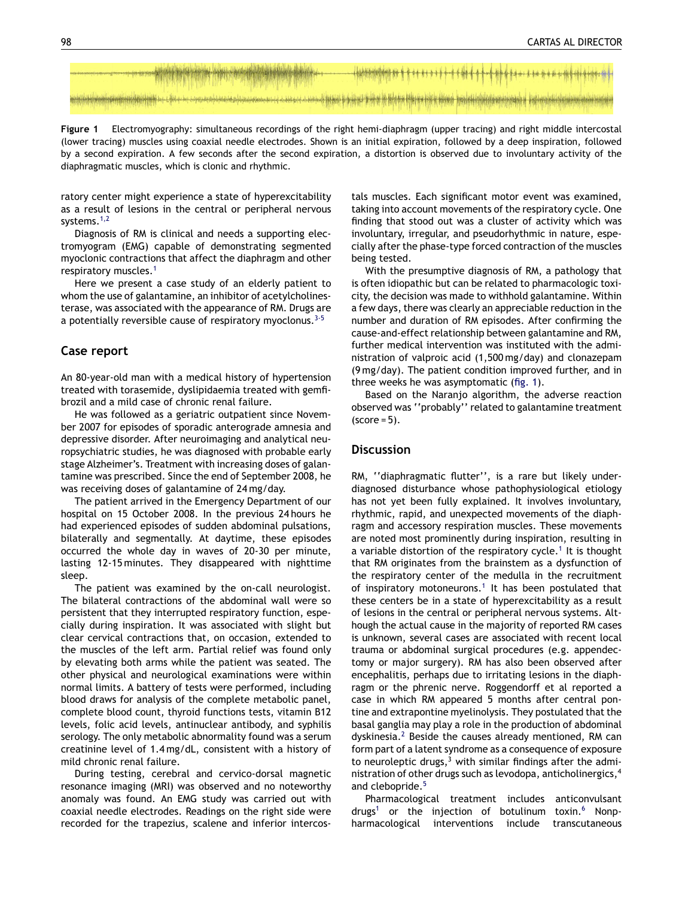Figure 1 Electromyography: simultaneous recordings of the right hemi-diaphragm (upper tracing) and right middle intercostal (lower tracing) muscles using coaxial needle electrodes. Shown is an initial expiration, followed by a deep inspiration, followed by a second expiration. A few seconds after the second expiration, a distortion is observed due to involuntary activity of the diaphragmatic muscles, which is clonic and rhythmic.

ratory center might experience a state of hyperexcitability as a result of lesions in the central or peripheral nervous systems.[1,2]

Diagnosis of RM is clinical and needs a supporting electromyogram (EMG) capable of demonstrating segmented myoclonic contractions that affect the diaphragm and other respiratory muscles.[1]

Here we present a case study of an elderly patient to whom the use of galantamine, an inhibitor of acetylcholinesterase, was associated with the appearance of RM. Drugs are a potentially reversible cause of respiratory myoclonus.[3-5]

## Case report

An 80-year-old man with a medical history of hypertension treated with torasemide, dyslipidaemia treated with gemfibrozil and a mild case of chronic renal failure.

He was followed as a geriatric outpatient since November 2007 for episodes of sporadic anterograde amnesia and depressive disorder. After neuroimaging and analytical neuropsychiatric studies, he was diagnosed with probable early stage Alzheimer's. Treatment with increasing doses of galantamine was prescribed. Since the end of September 2008, he was receiving doses of galantamine of 24 mg/day.

The patient arrived in the Emergency Department of our hospital on 15 October 2008. In the previous 24 hours he had experienced episodes of sudden abdominal pulsations, bilaterally and segmentally. At daytime, these episodes occurred the whole day in waves of 20-30 per minute, lasting 12-15 minutes. They disappeared with nighttime sleep.

The patient was examined by the on-call neurologist. The bilateral contractions of the abdominal wall were so persistent that they interrupted respiratory function, especially during inspiration. It was associated with slight but clear cervical contractions that, on occasion, extended to the muscles of the left arm. Partial relief was found only by elevating both arms while the patient was seated. The other physical and neurological examinations were within normal limits. A battery of tests were performed, including blood draws for analysis of the complete metabolic panel, complete blood count, thyroid functions tests, vitamin B12 levels, folic acid levels, antinuclear antibody, and syphilis serology. The only metabolic abnormality found was a serum creatinine level of 1.4 mg/dL, consistent with a history of mild chronic renal failure.

During testing, cerebral and cervico-dorsal magnetic resonance imaging (MRI) was observed and no noteworthy anomaly was found. An EMG study was carried out with coaxial needle electrodes. Readings on the right side were recorded for the trapezius, scalene and inferior intercostals muscles. Each significant motor event was examined, taking into account movements of the respiratory cycle. One finding that stood out was a cluster of activity which was involuntary, irregular, and pseudorhythmic in nature, especially after the phase-type forced contraction of the muscles being tested.

With the presumptive diagnosis of RM, a pathology that is often idiopathic but can be related to pharmacologic toxicity, the decision was made to withhold galantamine. Within a few days, there was clearly an appreciable reduction in the number and duration of RM episodes. After confirming the cause-and-effect relationship between galantamine and RM, further medical intervention was instituted with the administration of valproic acid (1,500 mg/day) and clonazepam (9 mg/day). The patient condition improved further, and in three weeks he was asymptomatic (fig. 1).

Based on the Naranjo algorithm, the adverse reaction observed was ''probably'' related to galantamine treatment (score = 5).

## Discussion

RM, ''diaphragmatic flutter'', is a rare but likely underdiagnosed disturbance whose pathophysiological etiology has not yet been fully explained. It involves involuntary, rhythmic, rapid, and unexpected movements of the diaphragm and accessory respiration muscles. These movements are noted most prominently during inspiration, resulting in a variable distortion of the respiratory cycle.[1] It is thought that RM originates from the brainstem as a dysfunction of the respiratory center of the medulla in the recruitment of inspiratory motoneurons.[1] It has been postulated that these centers be in a state of hyperexcitability as a result of lesions in the central or peripheral nervous systems. Although the actual cause in the majority of reported RM cases is unknown, several cases are associated with recent local trauma or abdominal surgical procedures (e.g. appendectomy or major surgery). RM has also been observed after encephalitis, perhaps due to irritating lesions in the diaphragm or the phrenic nerve. Roggendorff et al reported a case in which RM appeared 5 months after central pontine and extrapontine myelinolysis. They postulated that the basal ganglia may play a role in the production of abdominal dyskinesia.[2] Beside the causes already mentioned, RM can form part of a latent syndrome as a consequence of exposure to neuroleptic drugs,[3] with similar findings after the administration of other drugs such as levodopa, anticholinergics,[4] and clebopride.[5]

Pharmacological treatment includes anticonvulsant drugs[1] or the injection of botulinum toxin.[6] Nonpharmacological interventions include transcutaneous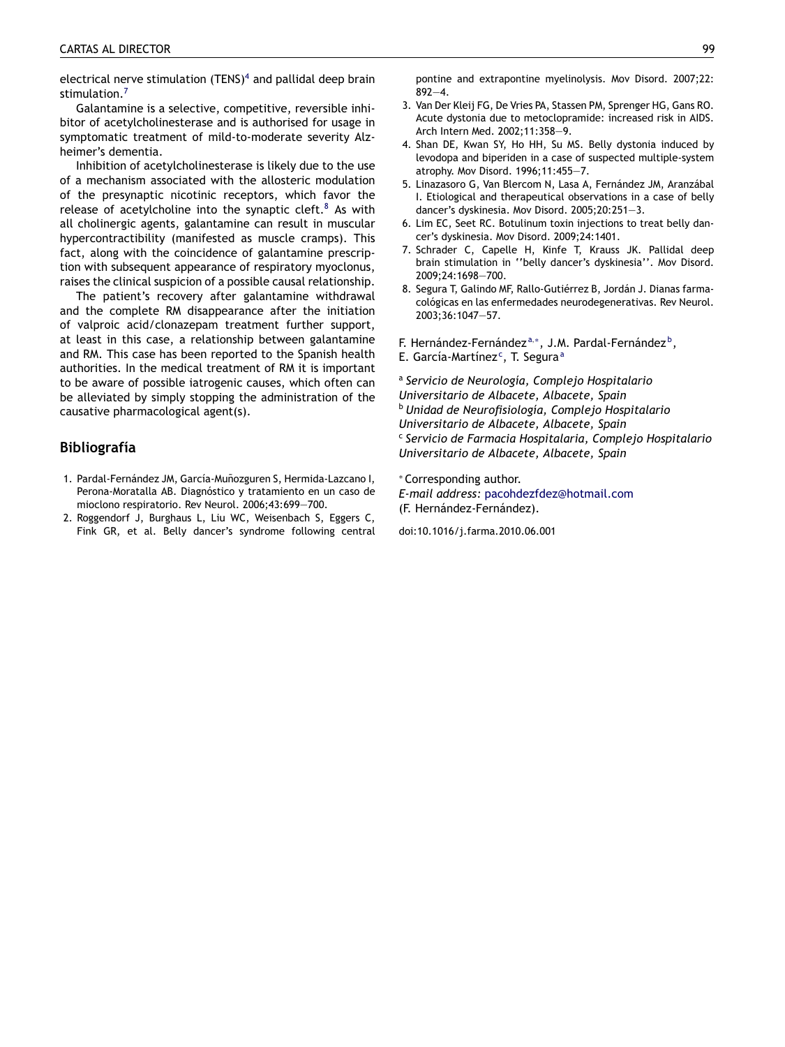electrical nerve stimulation (TENS)[4] and pallidal deep brain stimulation.[7]

Galantamine is a selective, competitive, reversible inhibitor of acetylcholinesterase and is authorised for usage in symptomatic treatment of mild-to-moderate severity Alzheimer's dementia.

Inhibition of acetylcholinesterase is likely due to the use of a mechanism associated with the allosteric modulation of the presynaptic nicotinic receptors, which favor the release of acetylcholine into the synaptic cleft.[8] As with all cholinergic agents, galantamine can result in muscular hypercontractibility (manifested as muscle cramps). This fact, along with the coincidence of galantamine prescription with subsequent appearance of respiratory myoclonus, raises the clinical suspicion of a possible causal relationship.

The patient's recovery after galantamine withdrawal and the complete RM disappearance after the initiation of valproic acid/clonazepam treatment further support, at least in this case, a relationship between galantamine and RM. This case has been reported to the Spanish health authorities. In the medical treatment of RM it is important to be aware of possible iatrogenic causes, which often can be alleviated by simply stopping the administration of the causative pharmacological agent(s).

## Bibliografía

1. Pardal-Fernández JM, García-Muñozguren S, Hermida-Lazcano I, Perona-Moratalla AB. Diagnóstico y tratamiento en un caso de mioclono respiratorio. Rev Neurol. 2006;43:699—700.
2. Roggendorf J, Burghaus L, Liu WC, Weisenbach S, Eggers C, Fink GR, et al. Belly dancer's syndrome following central pontine and extrapontine myelinolysis. Mov Disord. 2007;22:892—4.
3. Van Der Kleij FG, De Vries PA, Stassen PM, Sprenger HG, Gans RO. Acute dystonia due to metoclopramide: increased risk in AIDS. Arch Intern Med. 2002;11:358—9.
4. Shan DE, Kwan SY, Ho HH, Su MS. Belly dystonia induced by levodopa and biperiden in a case of suspected multiple-system atrophy. Mov Disord. 1996;11:455—7.
5. Linazasoro G, Van Blercom N, Lasa A, Fernández JM, Aranzábal I. Etiological and therapeutical observations in a case of belly dancer's dyskinesia. Mov Disord. 2005;20:251—3.
6. Lim EC, Seet RC. Botulinum toxin injections to treat belly dancer's dyskinesia. Mov Disord. 2009;24:1401.
7. Schrader C, Capelle H, Kinfe T, Krauss JK. Pallidal deep brain stimulation in ''belly dancer's dyskinesia''. Mov Disord. 2009;24:1698—700.
8. Segura T, Galindo MF, Rallo-Gutiérrez B, Jordán J. Dianas farmacológicas en las enfermedades neurodegenerativas. Rev Neurol. 2003;36:1047—57.

F. Hernández-Fernández[a,*], J.M. Pardal-Fernández[b], E. García-Martínez[c], T. Segura[a]

[a] *Servicio de Neurología, Complejo Hospitalario Universitario de Albacete, Albacete, Spain*
[b] *Unidad de Neurofisiología, Complejo Hospitalario Universitario de Albacete, Albacete, Spain*
[c] *Servicio de Farmacia Hospitalaria, Complejo Hospitalario Universitario de Albacete, Albacete, Spain*

* Corresponding author.
*E-mail address:* pacohdezfdez@hotmail.com
(F. Hernández-Fernández).

doi:10.1016/j.farma.2010.06.001